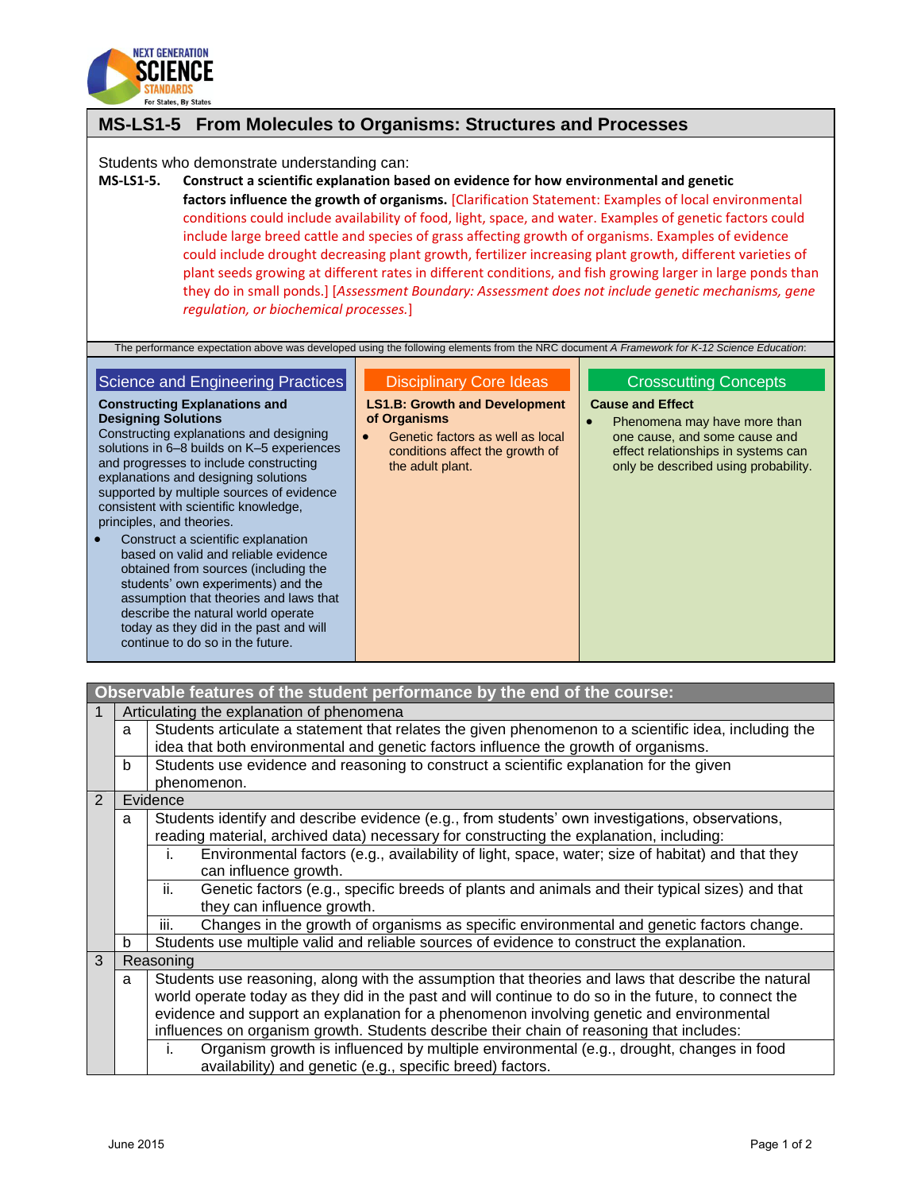# MS-LS1-5 From Molecules to Organisms: Structures and Processes

Students who demonstrate understanding can:

**MS-LS1-5.** **Construct a scientific explanation based on evidence for how environmental and genetic factors influence the growth of organisms.** [Clarification Statement: Examples of local environmental conditions could include availability of food, light, space, and water. Examples of genetic factors could include large breed cattle and species of grass affecting growth of organisms. Examples of evidence could include drought decreasing plant growth, fertilizer increasing plant growth, different varieties of plant seeds growing at different rates in different conditions, and fish growing larger in large ponds than they do in small ponds.] [*Assessment Boundary: Assessment does not include genetic mechanisms, gene regulation, or biochemical processes.*]

The performance expectation above was developed using the following elements from the NRC document *A Framework for K-12 Science Education*:

## Science and Engineering Practices

**Constructing Explanations and Designing Solutions**

Constructing explanations and designing solutions in 6–8 builds on K–5 experiences and progresses to include constructing explanations and designing solutions supported by multiple sources of evidence consistent with scientific knowledge, principles, and theories.

- Construct a scientific explanation based on valid and reliable evidence obtained from sources (including the students' own experiments) and the assumption that theories and laws that describe the natural world operate today as they did in the past and will continue to do so in the future.

## Disciplinary Core Ideas

**LS1.B: Growth and Development of Organisms**

- Genetic factors as well as local conditions affect the growth of the adult plant.

## Crosscutting Concepts

**Cause and Effect**

- Phenomena may have more than one cause, and some cause and effect relationships in systems can only be described using probability.

## Observable features of the student performance by the end of the course:

| | | | |
|---|---|---|---|
| 1 | Articulating the explanation of phenomena | | |
| | a | Students articulate a statement that relates the given phenomenon to a scientific idea, including the idea that both environmental and genetic factors influence the growth of organisms. | |
| | b | Students use evidence and reasoning to construct a scientific explanation for the given phenomenon. | |
| 2 | Evidence | | |
| | a | Students identify and describe evidence (e.g., from students' own investigations, observations, reading material, archived data) necessary for constructing the explanation, including: | |
| | | i. | Environmental factors (e.g., availability of light, space, water; size of habitat) and that they can influence growth. |
| | | ii. | Genetic factors (e.g., specific breeds of plants and animals and their typical sizes) and that they can influence growth. |
| | | iii. | Changes in the growth of organisms as specific environmental and genetic factors change. |
| | b | Students use multiple valid and reliable sources of evidence to construct the explanation. | |
| 3 | Reasoning | | |
| | a | Students use reasoning, along with the assumption that theories and laws that describe the natural world operate today as they did in the past and will continue to do so in the future, to connect the evidence and support an explanation for a phenomenon involving genetic and environmental influences on organism growth. Students describe their chain of reasoning that includes: | |
| | | i. | Organism growth is influenced by multiple environmental (e.g., drought, changes in food availability) and genetic (e.g., specific breed) factors. |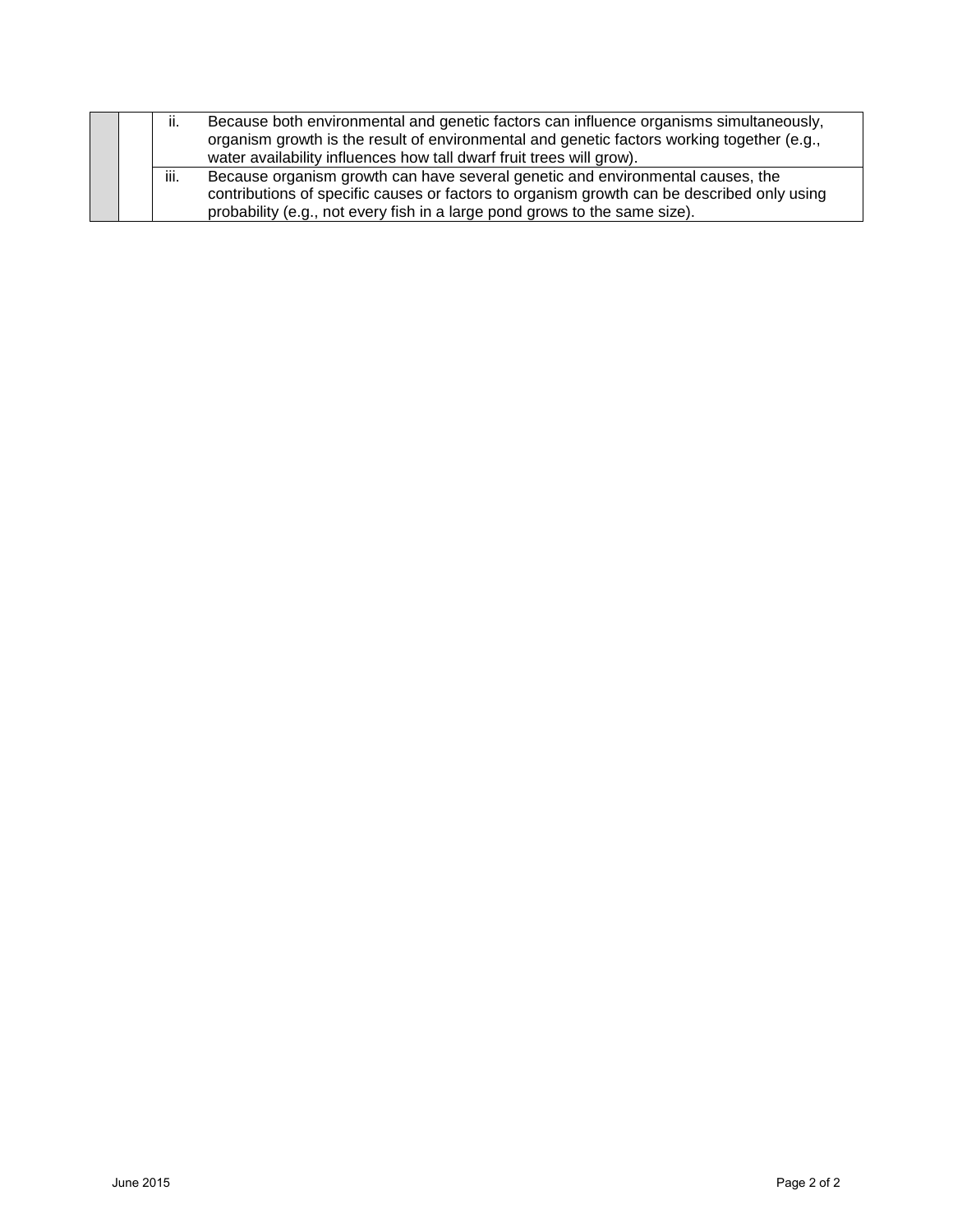| | | | |
|---|---|---|---|
| | | ii. | Because both environmental and genetic factors can influence organisms simultaneously, organism growth is the result of environmental and genetic factors working together (e.g., water availability influences how tall dwarf fruit trees will grow). |
| | | iii. | Because organism growth can have several genetic and environmental causes, the contributions of specific causes or factors to organism growth can be described only using probability (e.g., not every fish in a large pond grows to the same size). |